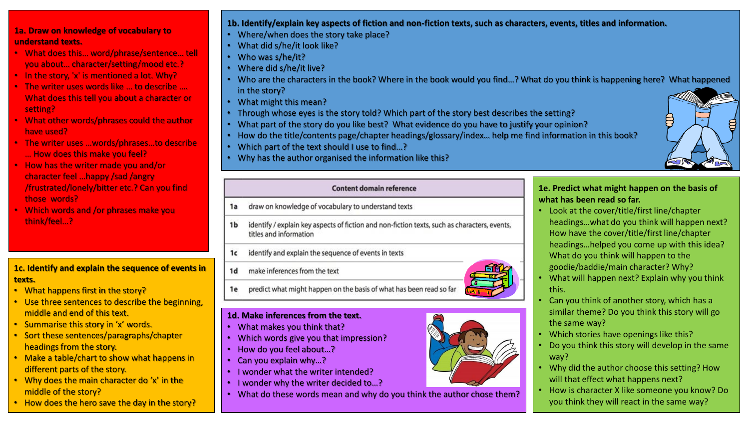## 1a. Draw on knowledge of vocabulary to understand texts.

- What does this… word/phrase/sentence… tell you about… character/setting/mood etc.?
- In the story, 'x' is mentioned a lot. Why?
- The writer uses words like … to describe …. What does this tell you about a character or setting?
- What other words/phrases could the author have used?
- The writer uses …words/phrases…to describe … How does this make you feel?
- How has the writer made you and/or character feel …happy /sad /angry /frustrated/lonely/bitter etc.? Can you find those words?
- Which words and /or phrases make you think/feel…?

## 1b. Identify/explain key aspects of fiction and non-fiction texts, such as characters, events, titles and information.

- Where/when does the story take place?
- What did s/he/it look like?
- Who was s/he/it?
- Where did s/he/it live?
- Who are the characters in the book? Where in the book would you find…? What do you think is happening here? What happened in the story?
- What might this mean?
- Through whose eyes is the story told? Which part of the story best describes the setting?
- What part of the story do you like best? What evidence do you have to justify your opinion?
- How do the title/contents page/chapter headings/glossary/index… help me find information in this book?
- Which part of the text should I use to find…?
- Why has the author organised the information like this?

| Content domain reference | |
|---|---|
| 1a | draw on knowledge of vocabulary to understand texts |
| 1b | identify / explain key aspects of fiction and non-fiction texts, such as characters, events, titles and information |
| 1c | identify and explain the sequence of events in texts |
| 1d | make inferences from the text |
| 1e | predict what might happen on the basis of what has been read so far |

## 1c. Identify and explain the sequence of events in texts.

- What happens first in the story?
- Use three sentences to describe the beginning, middle and end of this text.
- Summarise this story in 'x' words.
- Sort these sentences/paragraphs/chapter headings from the story.
- Make a table/chart to show what happens in different parts of the story.
- Why does the main character do 'x' in the middle of the story?
- How does the hero save the day in the story?

## 1d. Make inferences from the text.

- What makes you think that?
- Which words give you that impression?
- How do you feel about…?
- Can you explain why…?
- I wonder what the writer intended?
- I wonder why the writer decided to…?
- What do these words mean and why do you think the author chose them?

## 1e. Predict what might happen on the basis of what has been read so far.

- Look at the cover/title/first line/chapter headings…what do you think will happen next? How have the cover/title/first line/chapter headings…helped you come up with this idea? What do you think will happen to the goodie/baddie/main character? Why?
- What will happen next? Explain why you think this.
- Can you think of another story, which has a similar theme? Do you think this story will go the same way?
- Which stories have openings like this?
- Do you think this story will develop in the same way?
- Why did the author choose this setting? How will that effect what happens next?
- How is character X like someone you know? Do you think they will react in the same way?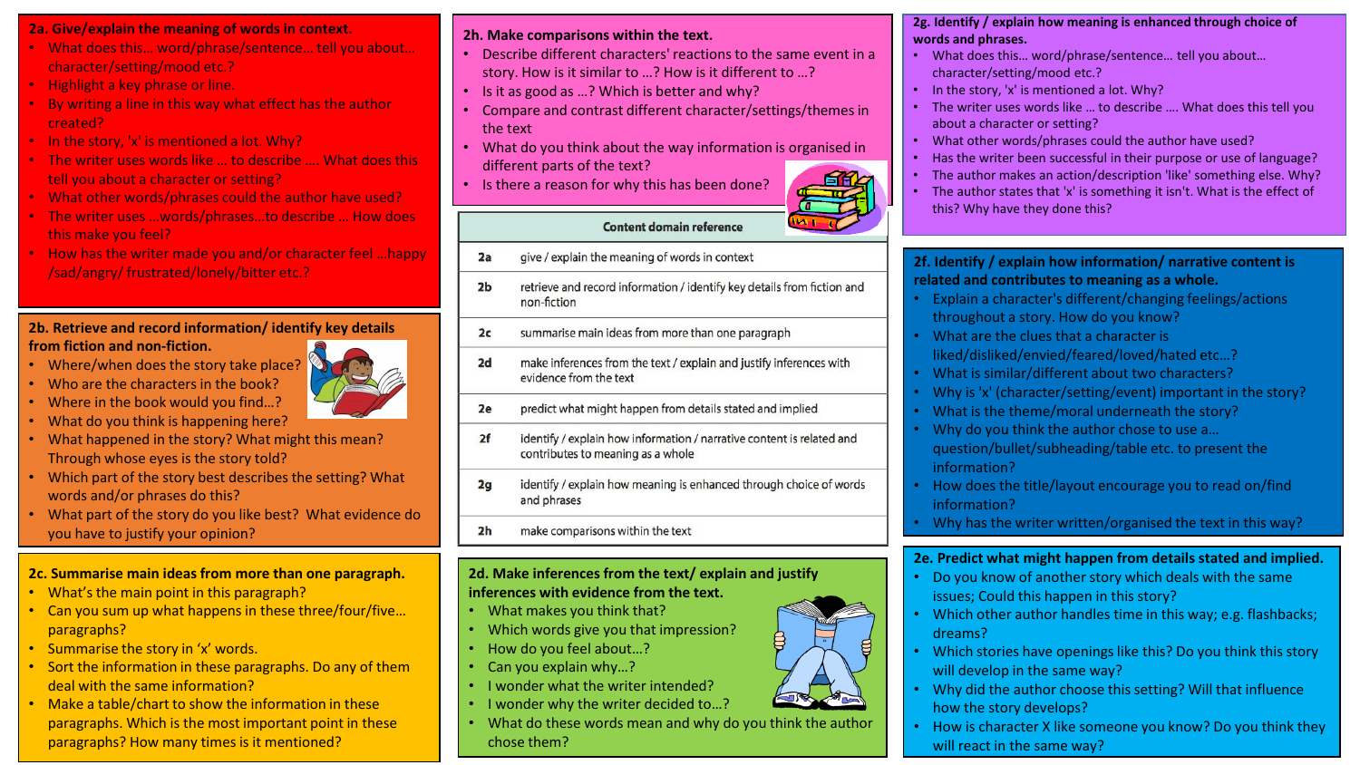## 2a. Give/explain the meaning of words in context.

- What does this… word/phrase/sentence… tell you about… character/setting/mood etc.?
- Highlight a key phrase or line.
- By writing a line in this way what effect has the author created?
- In the story, 'x' is mentioned a lot. Why?
- The writer uses words like … to describe …. What does this tell you about a character or setting?
- What other words/phrases could the author have used?
- The writer uses …words/phrases…to describe … How does this make you feel?
- How has the writer made you and/or character feel …happy /sad/angry/ frustrated/lonely/bitter etc.?

## 2b. Retrieve and record information/ identify key details from fiction and non-fiction.

- Where/when does the story take place?
- Who are the characters in the book?
- Where in the book would you find…?
- What do you think is happening here?
- What happened in the story? What might this mean? Through whose eyes is the story told?
- Which part of the story best describes the setting? What words and/or phrases do this?
- What part of the story do you like best? What evidence do you have to justify your opinion?

## 2c. Summarise main ideas from more than one paragraph.

- What's the main point in this paragraph?
- Can you sum up what happens in these three/four/five… paragraphs?
- Summarise the story in 'x' words.
- Sort the information in these paragraphs. Do any of them deal with the same information?
- Make a table/chart to show the information in these paragraphs. Which is the most important point in these paragraphs? How many times is it mentioned?

## 2h. Make comparisons within the text.

- Describe different characters' reactions to the same event in a story. How is it similar to …? How is it different to …?
- Is it as good as …? Which is better and why?
- Compare and contrast different character/settings/themes in the text
- What do you think about the way information is organised in different parts of the text?
- Is there a reason for why this has been done?

| Content domain reference | |
|---|---|
| 2a | give / explain the meaning of words in context |
| 2b | retrieve and record information / identify key details from fiction and non-fiction |
| 2c | summarise main ideas from more than one paragraph |
| 2d | make inferences from the text / explain and justify inferences with evidence from the text |
| 2e | predict what might happen from details stated and implied |
| 2f | identify / explain how information / narrative content is related and contributes to meaning as a whole |
| 2g | identify / explain how meaning is enhanced through choice of words and phrases |
| 2h | make comparisons within the text |

## 2d. Make inferences from the text/ explain and justify inferences with evidence from the text.

- What makes you think that?
- Which words give you that impression?
- How do you feel about…?
- Can you explain why…?
- I wonder what the writer intended?
- I wonder why the writer decided to…?
- What do these words mean and why do you think the author chose them?

## 2g. Identify / explain how meaning is enhanced through choice of words and phrases.

- What does this… word/phrase/sentence… tell you about… character/setting/mood etc.?
- In the story, 'x' is mentioned a lot. Why?
- The writer uses words like … to describe …. What does this tell you about a character or setting?
- What other words/phrases could the author have used?
- Has the writer been successful in their purpose or use of language?
- The author makes an action/description 'like' something else. Why?
- The author states that 'x' is something it isn't. What is the effect of this? Why have they done this?

## 2f. Identify / explain how information/ narrative content is related and contributes to meaning as a whole.

- Explain a character's different/changing feelings/actions throughout a story. How do you know?
- What are the clues that a character is liked/disliked/envied/feared/loved/hated etc…?
- What is similar/different about two characters?
- Why is 'x' (character/setting/event) important in the story?
- What is the theme/moral underneath the story?
- Why do you think the author chose to use a… question/bullet/subheading/table etc. to present the information?
- How does the title/layout encourage you to read on/find information?
- Why has the writer written/organised the text in this way?

## 2e. Predict what might happen from details stated and implied.

- Do you know of another story which deals with the same issues; Could this happen in this story?
- Which other author handles time in this way; e.g. flashbacks; dreams?
- Which stories have openings like this? Do you think this story will develop in the same way?
- Why did the author choose this setting? Will that influence how the story develops?
- How is character X like someone you know? Do you think they will react in the same way?